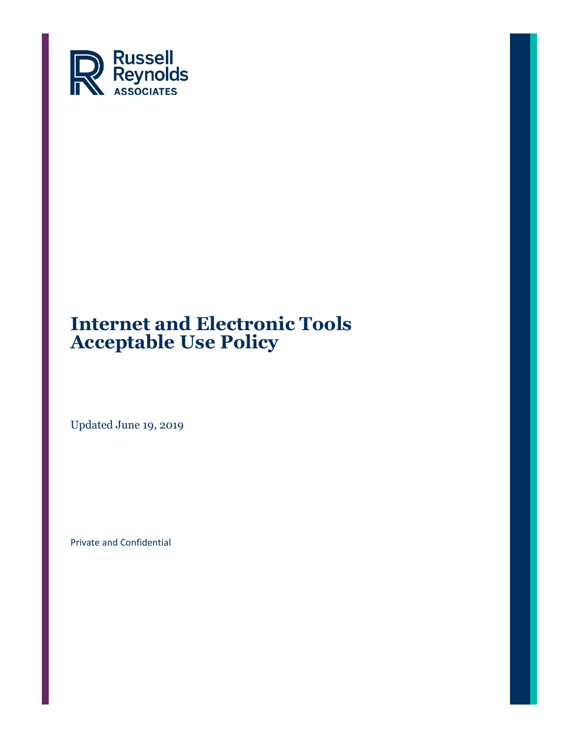Russell Reynolds ASSOCIATES

# Internet and Electronic Tools Acceptable Use Policy

Updated June 19, 2019

Private and Confidential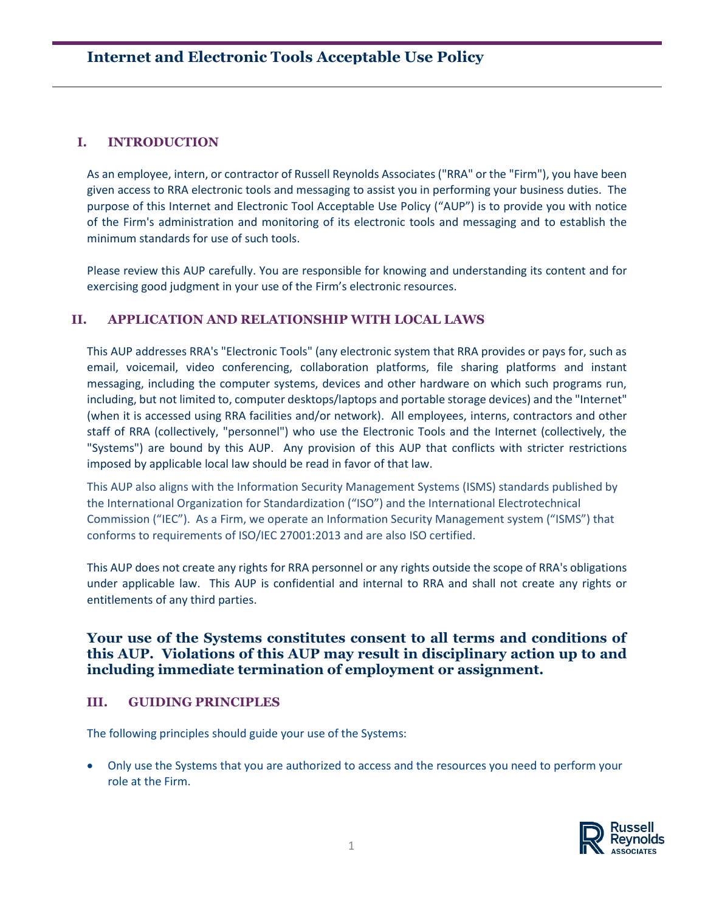# Internet and Electronic Tools Acceptable Use Policy

## I. INTRODUCTION

As an employee, intern, or contractor of Russell Reynolds Associates ("RRA" or the "Firm"), you have been given access to RRA electronic tools and messaging to assist you in performing your business duties. The purpose of this Internet and Electronic Tool Acceptable Use Policy ("AUP") is to provide you with notice of the Firm's administration and monitoring of its electronic tools and messaging and to establish the minimum standards for use of such tools.

Please review this AUP carefully. You are responsible for knowing and understanding its content and for exercising good judgment in your use of the Firm's electronic resources.

## II. APPLICATION AND RELATIONSHIP WITH LOCAL LAWS

This AUP addresses RRA's "Electronic Tools" (any electronic system that RRA provides or pays for, such as email, voicemail, video conferencing, collaboration platforms, file sharing platforms and instant messaging, including the computer systems, devices and other hardware on which such programs run, including, but not limited to, computer desktops/laptops and portable storage devices) and the "Internet" (when it is accessed using RRA facilities and/or network). All employees, interns, contractors and other staff of RRA (collectively, "personnel") who use the Electronic Tools and the Internet (collectively, the "Systems") are bound by this AUP. Any provision of this AUP that conflicts with stricter restrictions imposed by applicable local law should be read in favor of that law.

This AUP also aligns with the Information Security Management Systems (ISMS) standards published by the International Organization for Standardization ("ISO") and the International Electrotechnical Commission ("IEC"). As a Firm, we operate an Information Security Management system ("ISMS") that conforms to requirements of ISO/IEC 27001:2013 and are also ISO certified.

This AUP does not create any rights for RRA personnel or any rights outside the scope of RRA's obligations under applicable law. This AUP is confidential and internal to RRA and shall not create any rights or entitlements of any third parties.

**Your use of the Systems constitutes consent to all terms and conditions of this AUP. Violations of this AUP may result in disciplinary action up to and including immediate termination of employment or assignment.**

## III. GUIDING PRINCIPLES

The following principles should guide your use of the Systems:

- Only use the Systems that you are authorized to access and the resources you need to perform your role at the Firm.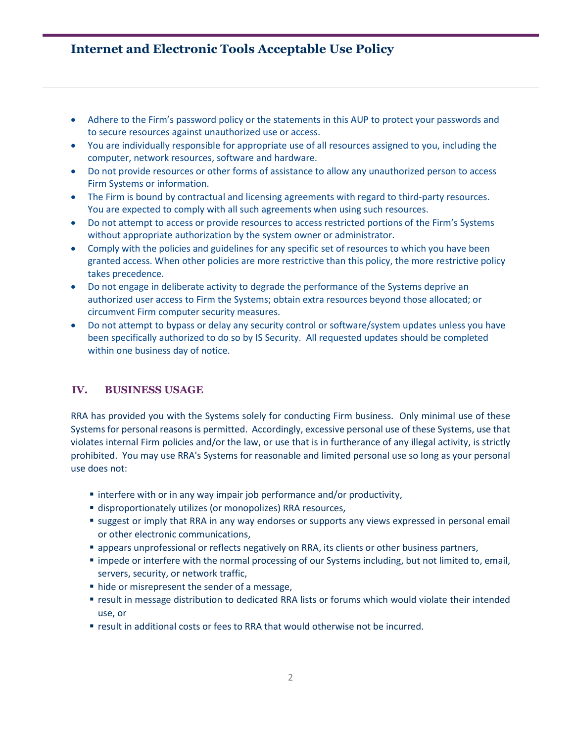- Adhere to the Firm's password policy or the statements in this AUP to protect your passwords and to secure resources against unauthorized use or access.
- You are individually responsible for appropriate use of all resources assigned to you, including the computer, network resources, software and hardware.
- Do not provide resources or other forms of assistance to allow any unauthorized person to access Firm Systems or information.
- The Firm is bound by contractual and licensing agreements with regard to third-party resources. You are expected to comply with all such agreements when using such resources.
- Do not attempt to access or provide resources to access restricted portions of the Firm's Systems without appropriate authorization by the system owner or administrator.
- Comply with the policies and guidelines for any specific set of resources to which you have been granted access. When other policies are more restrictive than this policy, the more restrictive policy takes precedence.
- Do not engage in deliberate activity to degrade the performance of the Systems deprive an authorized user access to Firm the Systems; obtain extra resources beyond those allocated; or circumvent Firm computer security measures.
- Do not attempt to bypass or delay any security control or software/system updates unless you have been specifically authorized to do so by IS Security. All requested updates should be completed within one business day of notice.

## IV. BUSINESS USAGE

RRA has provided you with the Systems solely for conducting Firm business. Only minimal use of these Systems for personal reasons is permitted. Accordingly, excessive personal use of these Systems, use that violates internal Firm policies and/or the law, or use that is in furtherance of any illegal activity, is strictly prohibited. You may use RRA's Systems for reasonable and limited personal use so long as your personal use does not:

- interfere with or in any way impair job performance and/or productivity,
- disproportionately utilizes (or monopolizes) RRA resources,
- suggest or imply that RRA in any way endorses or supports any views expressed in personal email or other electronic communications,
- appears unprofessional or reflects negatively on RRA, its clients or other business partners,
- impede or interfere with the normal processing of our Systems including, but not limited to, email, servers, security, or network traffic,
- hide or misrepresent the sender of a message,
- result in message distribution to dedicated RRA lists or forums which would violate their intended use, or
- result in additional costs or fees to RRA that would otherwise not be incurred.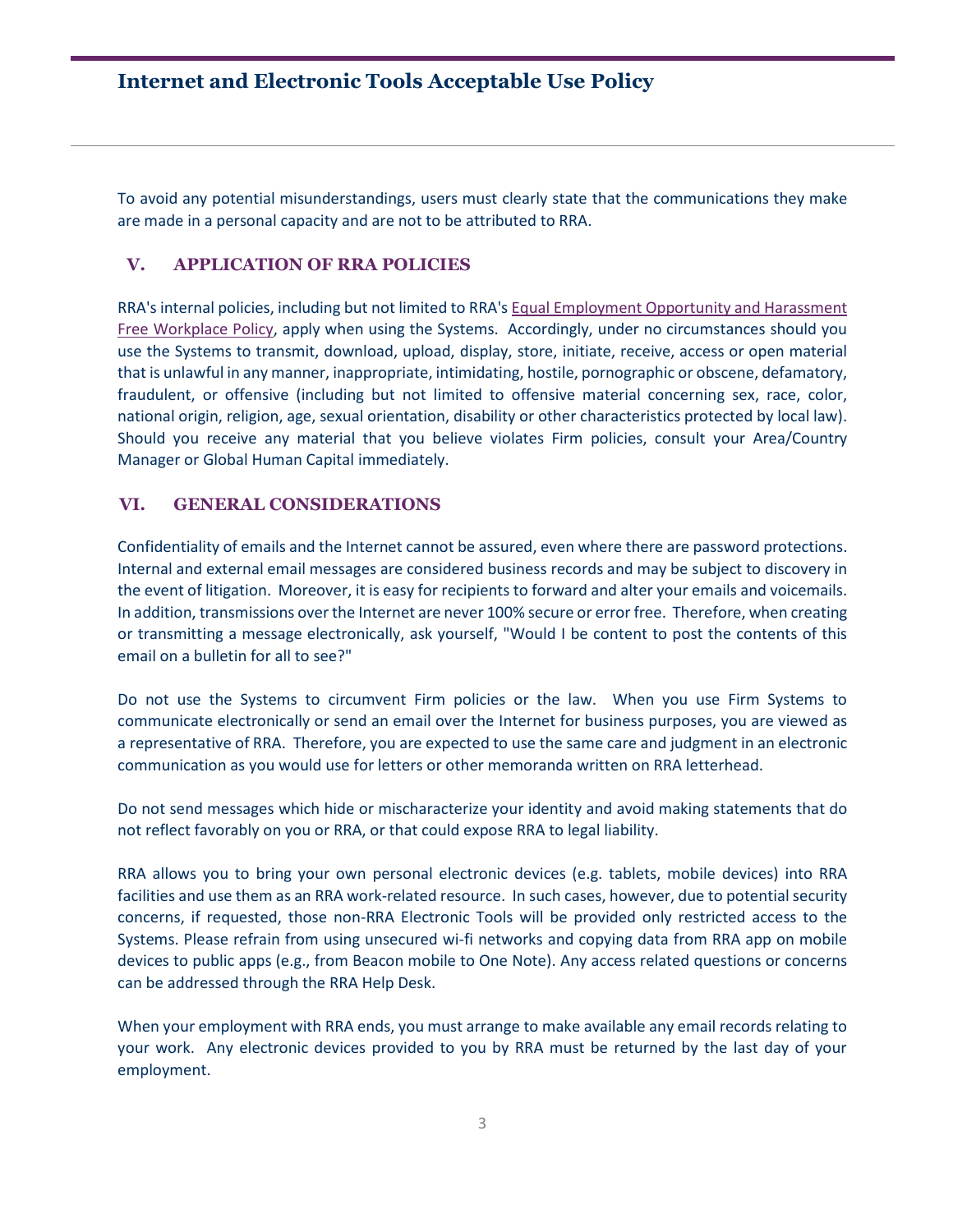To avoid any potential misunderstandings, users must clearly state that the communications they make are made in a personal capacity and are not to be attributed to RRA.

## V. APPLICATION OF RRA POLICIES

RRA's internal policies, including but not limited to RRA's Equal Employment Opportunity and Harassment Free Workplace Policy, apply when using the Systems. Accordingly, under no circumstances should you use the Systems to transmit, download, upload, display, store, initiate, receive, access or open material that is unlawful in any manner, inappropriate, intimidating, hostile, pornographic or obscene, defamatory, fraudulent, or offensive (including but not limited to offensive material concerning sex, race, color, national origin, religion, age, sexual orientation, disability or other characteristics protected by local law). Should you receive any material that you believe violates Firm policies, consult your Area/Country Manager or Global Human Capital immediately.

## VI. GENERAL CONSIDERATIONS

Confidentiality of emails and the Internet cannot be assured, even where there are password protections. Internal and external email messages are considered business records and may be subject to discovery in the event of litigation. Moreover, it is easy for recipients to forward and alter your emails and voicemails. In addition, transmissions over the Internet are never 100% secure or error free. Therefore, when creating or transmitting a message electronically, ask yourself, "Would I be content to post the contents of this email on a bulletin for all to see?"

Do not use the Systems to circumvent Firm policies or the law. When you use Firm Systems to communicate electronically or send an email over the Internet for business purposes, you are viewed as a representative of RRA. Therefore, you are expected to use the same care and judgment in an electronic communication as you would use for letters or other memoranda written on RRA letterhead.

Do not send messages which hide or mischaracterize your identity and avoid making statements that do not reflect favorably on you or RRA, or that could expose RRA to legal liability.

RRA allows you to bring your own personal electronic devices (e.g. tablets, mobile devices) into RRA facilities and use them as an RRA work-related resource. In such cases, however, due to potential security concerns, if requested, those non-RRA Electronic Tools will be provided only restricted access to the Systems. Please refrain from using unsecured wi-fi networks and copying data from RRA app on mobile devices to public apps (e.g., from Beacon mobile to One Note). Any access related questions or concerns can be addressed through the RRA Help Desk.

When your employment with RRA ends, you must arrange to make available any email records relating to your work. Any electronic devices provided to you by RRA must be returned by the last day of your employment.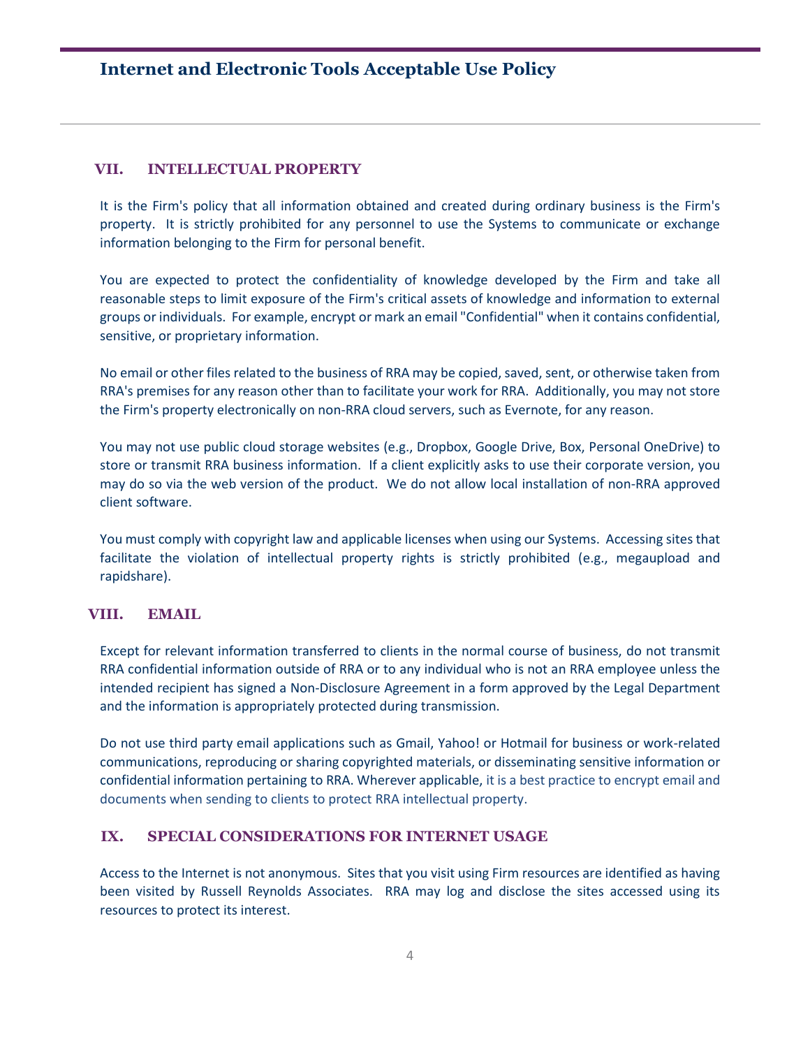## VII. INTELLECTUAL PROPERTY

It is the Firm's policy that all information obtained and created during ordinary business is the Firm's property. It is strictly prohibited for any personnel to use the Systems to communicate or exchange information belonging to the Firm for personal benefit.

You are expected to protect the confidentiality of knowledge developed by the Firm and take all reasonable steps to limit exposure of the Firm's critical assets of knowledge and information to external groups or individuals. For example, encrypt or mark an email "Confidential" when it contains confidential, sensitive, or proprietary information.

No email or other files related to the business of RRA may be copied, saved, sent, or otherwise taken from RRA's premises for any reason other than to facilitate your work for RRA. Additionally, you may not store the Firm's property electronically on non-RRA cloud servers, such as Evernote, for any reason.

You may not use public cloud storage websites (e.g., Dropbox, Google Drive, Box, Personal OneDrive) to store or transmit RRA business information. If a client explicitly asks to use their corporate version, you may do so via the web version of the product. We do not allow local installation of non-RRA approved client software.

You must comply with copyright law and applicable licenses when using our Systems. Accessing sites that facilitate the violation of intellectual property rights is strictly prohibited (e.g., megaupload and rapidshare).

## VIII. EMAIL

Except for relevant information transferred to clients in the normal course of business, do not transmit RRA confidential information outside of RRA or to any individual who is not an RRA employee unless the intended recipient has signed a Non-Disclosure Agreement in a form approved by the Legal Department and the information is appropriately protected during transmission.

Do not use third party email applications such as Gmail, Yahoo! or Hotmail for business or work-related communications, reproducing or sharing copyrighted materials, or disseminating sensitive information or confidential information pertaining to RRA. Wherever applicable, it is a best practice to encrypt email and documents when sending to clients to protect RRA intellectual property.

## IX. SPECIAL CONSIDERATIONS FOR INTERNET USAGE

Access to the Internet is not anonymous. Sites that you visit using Firm resources are identified as having been visited by Russell Reynolds Associates. RRA may log and disclose the sites accessed using its resources to protect its interest.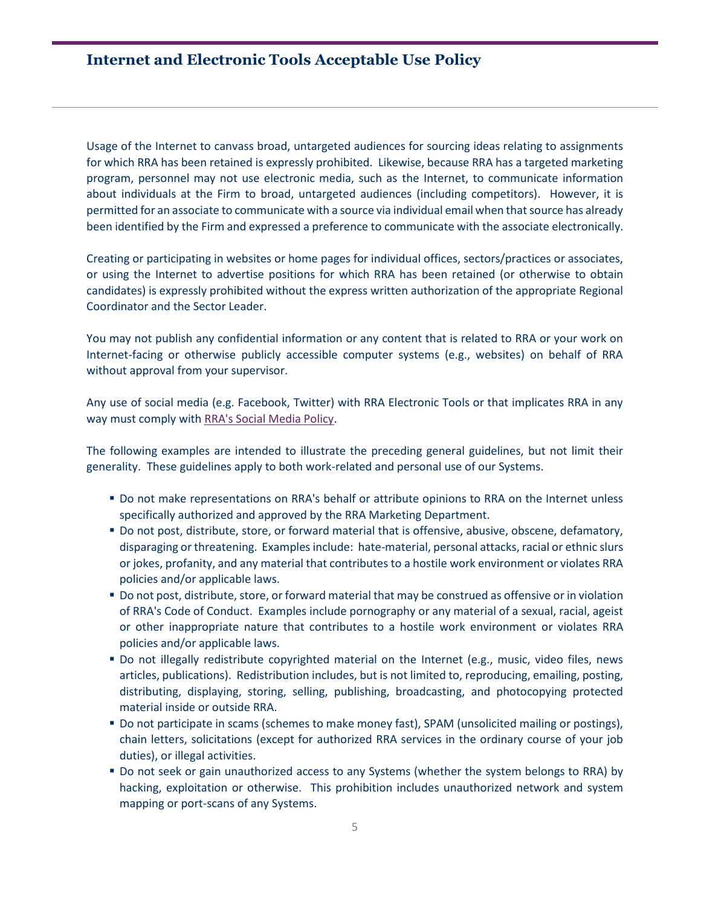## Internet and Electronic Tools Acceptable Use Policy

Usage of the Internet to canvass broad, untargeted audiences for sourcing ideas relating to assignments for which RRA has been retained is expressly prohibited. Likewise, because RRA has a targeted marketing program, personnel may not use electronic media, such as the Internet, to communicate information about individuals at the Firm to broad, untargeted audiences (including competitors). However, it is permitted for an associate to communicate with a source via individual email when that source has already been identified by the Firm and expressed a preference to communicate with the associate electronically.

Creating or participating in websites or home pages for individual offices, sectors/practices or associates, or using the Internet to advertise positions for which RRA has been retained (or otherwise to obtain candidates) is expressly prohibited without the express written authorization of the appropriate Regional Coordinator and the Sector Leader.

You may not publish any confidential information or any content that is related to RRA or your work on Internet-facing or otherwise publicly accessible computer systems (e.g., websites) on behalf of RRA without approval from your supervisor.

Any use of social media (e.g. Facebook, Twitter) with RRA Electronic Tools or that implicates RRA in any way must comply with RRA's Social Media Policy.

The following examples are intended to illustrate the preceding general guidelines, but not limit their generality. These guidelines apply to both work-related and personal use of our Systems.

- Do not make representations on RRA's behalf or attribute opinions to RRA on the Internet unless specifically authorized and approved by the RRA Marketing Department.
- Do not post, distribute, store, or forward material that is offensive, abusive, obscene, defamatory, disparaging or threatening. Examples include: hate-material, personal attacks, racial or ethnic slurs or jokes, profanity, and any material that contributes to a hostile work environment or violates RRA policies and/or applicable laws.
- Do not post, distribute, store, or forward material that may be construed as offensive or in violation of RRA's Code of Conduct. Examples include pornography or any material of a sexual, racial, ageist or other inappropriate nature that contributes to a hostile work environment or violates RRA policies and/or applicable laws.
- Do not illegally redistribute copyrighted material on the Internet (e.g., music, video files, news articles, publications). Redistribution includes, but is not limited to, reproducing, emailing, posting, distributing, displaying, storing, selling, publishing, broadcasting, and photocopying protected material inside or outside RRA.
- Do not participate in scams (schemes to make money fast), SPAM (unsolicited mailing or postings), chain letters, solicitations (except for authorized RRA services in the ordinary course of your job duties), or illegal activities.
- Do not seek or gain unauthorized access to any Systems (whether the system belongs to RRA) by hacking, exploitation or otherwise. This prohibition includes unauthorized network and system mapping or port-scans of any Systems.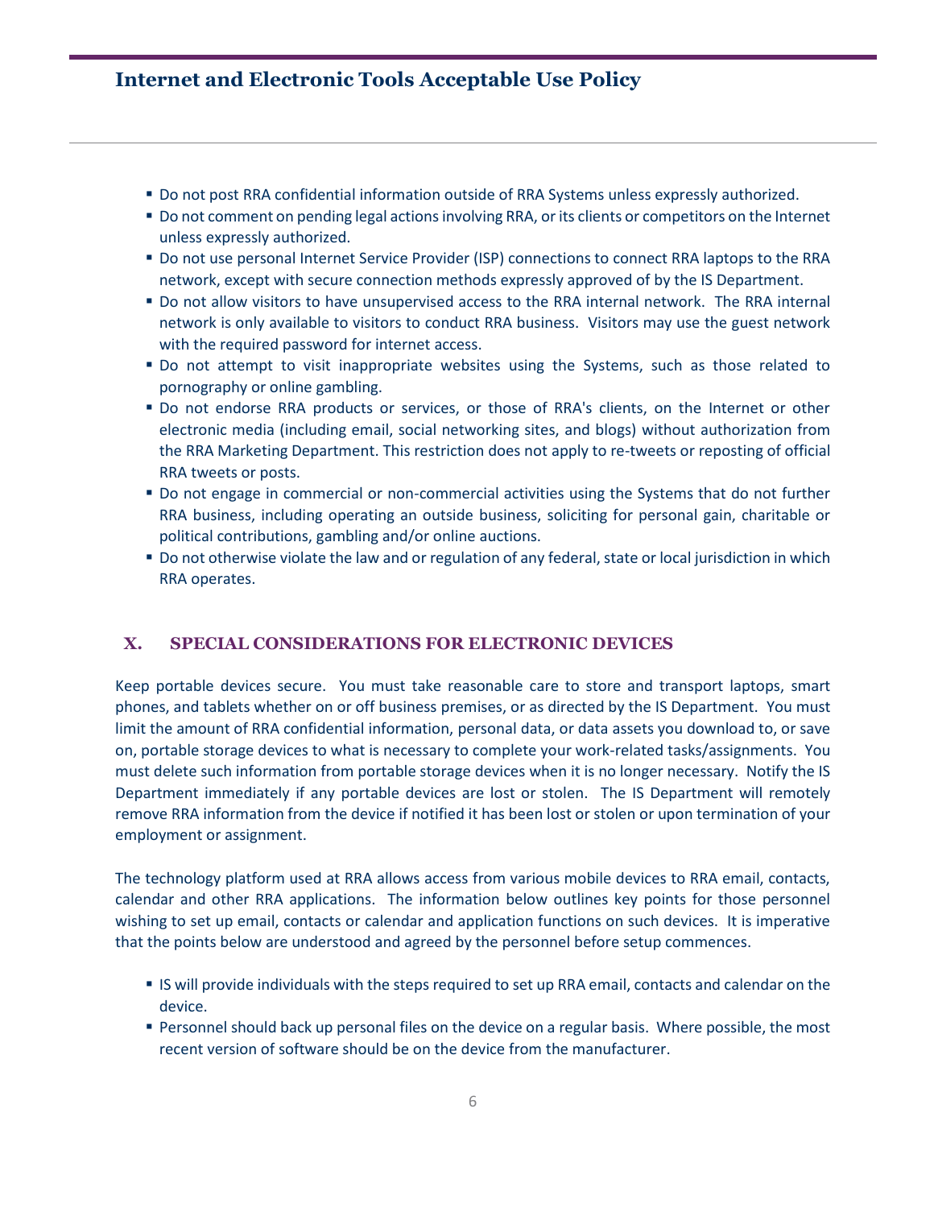- Do not post RRA confidential information outside of RRA Systems unless expressly authorized.
- Do not comment on pending legal actions involving RRA, or its clients or competitors on the Internet unless expressly authorized.
- Do not use personal Internet Service Provider (ISP) connections to connect RRA laptops to the RRA network, except with secure connection methods expressly approved of by the IS Department.
- Do not allow visitors to have unsupervised access to the RRA internal network. The RRA internal network is only available to visitors to conduct RRA business. Visitors may use the guest network with the required password for internet access.
- Do not attempt to visit inappropriate websites using the Systems, such as those related to pornography or online gambling.
- Do not endorse RRA products or services, or those of RRA's clients, on the Internet or other electronic media (including email, social networking sites, and blogs) without authorization from the RRA Marketing Department. This restriction does not apply to re-tweets or reposting of official RRA tweets or posts.
- Do not engage in commercial or non-commercial activities using the Systems that do not further RRA business, including operating an outside business, soliciting for personal gain, charitable or political contributions, gambling and/or online auctions.
- Do not otherwise violate the law and or regulation of any federal, state or local jurisdiction in which RRA operates.

## X. SPECIAL CONSIDERATIONS FOR ELECTRONIC DEVICES

Keep portable devices secure. You must take reasonable care to store and transport laptops, smart phones, and tablets whether on or off business premises, or as directed by the IS Department. You must limit the amount of RRA confidential information, personal data, or data assets you download to, or save on, portable storage devices to what is necessary to complete your work-related tasks/assignments. You must delete such information from portable storage devices when it is no longer necessary. Notify the IS Department immediately if any portable devices are lost or stolen. The IS Department will remotely remove RRA information from the device if notified it has been lost or stolen or upon termination of your employment or assignment.

The technology platform used at RRA allows access from various mobile devices to RRA email, contacts, calendar and other RRA applications. The information below outlines key points for those personnel wishing to set up email, contacts or calendar and application functions on such devices. It is imperative that the points below are understood and agreed by the personnel before setup commences.

- IS will provide individuals with the steps required to set up RRA email, contacts and calendar on the device.
- Personnel should back up personal files on the device on a regular basis. Where possible, the most recent version of software should be on the device from the manufacturer.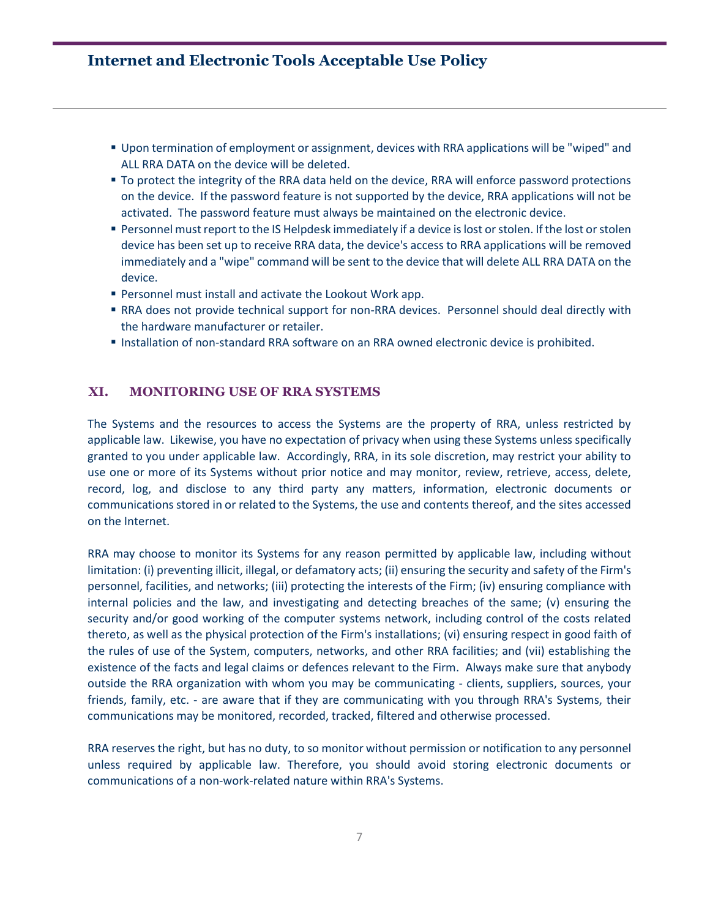- Upon termination of employment or assignment, devices with RRA applications will be "wiped" and ALL RRA DATA on the device will be deleted.
- To protect the integrity of the RRA data held on the device, RRA will enforce password protections on the device. If the password feature is not supported by the device, RRA applications will not be activated. The password feature must always be maintained on the electronic device.
- Personnel must report to the IS Helpdesk immediately if a device is lost or stolen. If the lost or stolen device has been set up to receive RRA data, the device's access to RRA applications will be removed immediately and a "wipe" command will be sent to the device that will delete ALL RRA DATA on the device.
- Personnel must install and activate the Lookout Work app.
- RRA does not provide technical support for non-RRA devices. Personnel should deal directly with the hardware manufacturer or retailer.
- Installation of non-standard RRA software on an RRA owned electronic device is prohibited.

## XI. MONITORING USE OF RRA SYSTEMS

The Systems and the resources to access the Systems are the property of RRA, unless restricted by applicable law. Likewise, you have no expectation of privacy when using these Systems unless specifically granted to you under applicable law. Accordingly, RRA, in its sole discretion, may restrict your ability to use one or more of its Systems without prior notice and may monitor, review, retrieve, access, delete, record, log, and disclose to any third party any matters, information, electronic documents or communications stored in or related to the Systems, the use and contents thereof, and the sites accessed on the Internet.

RRA may choose to monitor its Systems for any reason permitted by applicable law, including without limitation: (i) preventing illicit, illegal, or defamatory acts; (ii) ensuring the security and safety of the Firm's personnel, facilities, and networks; (iii) protecting the interests of the Firm; (iv) ensuring compliance with internal policies and the law, and investigating and detecting breaches of the same; (v) ensuring the security and/or good working of the computer systems network, including control of the costs related thereto, as well as the physical protection of the Firm's installations; (vi) ensuring respect in good faith of the rules of use of the System, computers, networks, and other RRA facilities; and (vii) establishing the existence of the facts and legal claims or defences relevant to the Firm. Always make sure that anybody outside the RRA organization with whom you may be communicating - clients, suppliers, sources, your friends, family, etc. - are aware that if they are communicating with you through RRA's Systems, their communications may be monitored, recorded, tracked, filtered and otherwise processed.

RRA reserves the right, but has no duty, to so monitor without permission or notification to any personnel unless required by applicable law. Therefore, you should avoid storing electronic documents or communications of a non-work-related nature within RRA's Systems.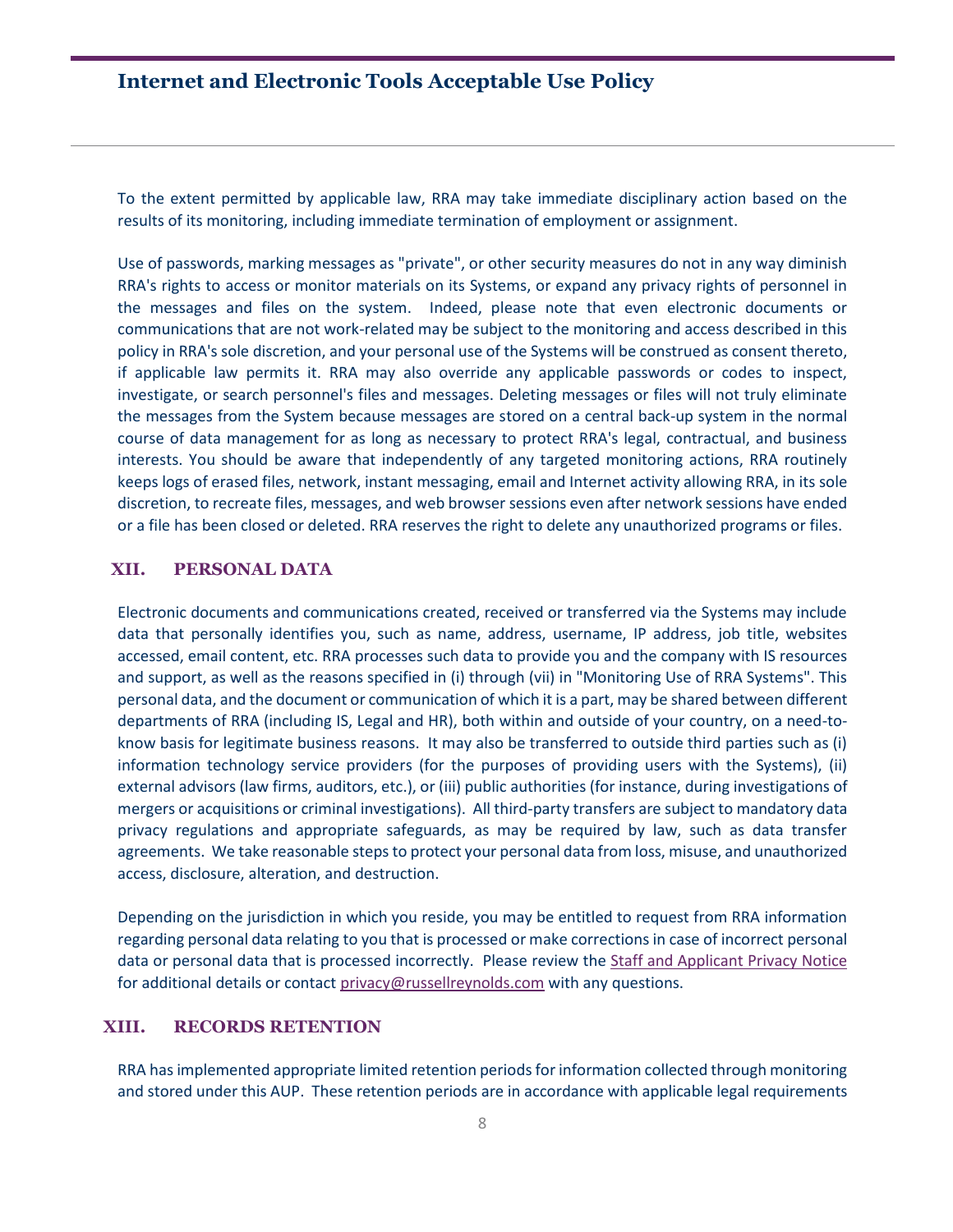To the extent permitted by applicable law, RRA may take immediate disciplinary action based on the results of its monitoring, including immediate termination of employment or assignment.

Use of passwords, marking messages as "private", or other security measures do not in any way diminish RRA's rights to access or monitor materials on its Systems, or expand any privacy rights of personnel in the messages and files on the system. Indeed, please note that even electronic documents or communications that are not work-related may be subject to the monitoring and access described in this policy in RRA's sole discretion, and your personal use of the Systems will be construed as consent thereto, if applicable law permits it. RRA may also override any applicable passwords or codes to inspect, investigate, or search personnel's files and messages. Deleting messages or files will not truly eliminate the messages from the System because messages are stored on a central back-up system in the normal course of data management for as long as necessary to protect RRA's legal, contractual, and business interests. You should be aware that independently of any targeted monitoring actions, RRA routinely keeps logs of erased files, network, instant messaging, email and Internet activity allowing RRA, in its sole discretion, to recreate files, messages, and web browser sessions even after network sessions have ended or a file has been closed or deleted. RRA reserves the right to delete any unauthorized programs or files.

## XII. PERSONAL DATA

Electronic documents and communications created, received or transferred via the Systems may include data that personally identifies you, such as name, address, username, IP address, job title, websites accessed, email content, etc. RRA processes such data to provide you and the company with IS resources and support, as well as the reasons specified in (i) through (vii) in "Monitoring Use of RRA Systems". This personal data, and the document or communication of which it is a part, may be shared between different departments of RRA (including IS, Legal and HR), both within and outside of your country, on a need-to-know basis for legitimate business reasons. It may also be transferred to outside third parties such as (i) information technology service providers (for the purposes of providing users with the Systems), (ii) external advisors (law firms, auditors, etc.), or (iii) public authorities (for instance, during investigations of mergers or acquisitions or criminal investigations). All third-party transfers are subject to mandatory data privacy regulations and appropriate safeguards, as may be required by law, such as data transfer agreements. We take reasonable steps to protect your personal data from loss, misuse, and unauthorized access, disclosure, alteration, and destruction.

Depending on the jurisdiction in which you reside, you may be entitled to request from RRA information regarding personal data relating to you that is processed or make corrections in case of incorrect personal data or personal data that is processed incorrectly. Please review the Staff and Applicant Privacy Notice for additional details or contact privacy@russellreynolds.com with any questions.

## XIII. RECORDS RETENTION

RRA has implemented appropriate limited retention periods for information collected through monitoring and stored under this AUP. These retention periods are in accordance with applicable legal requirements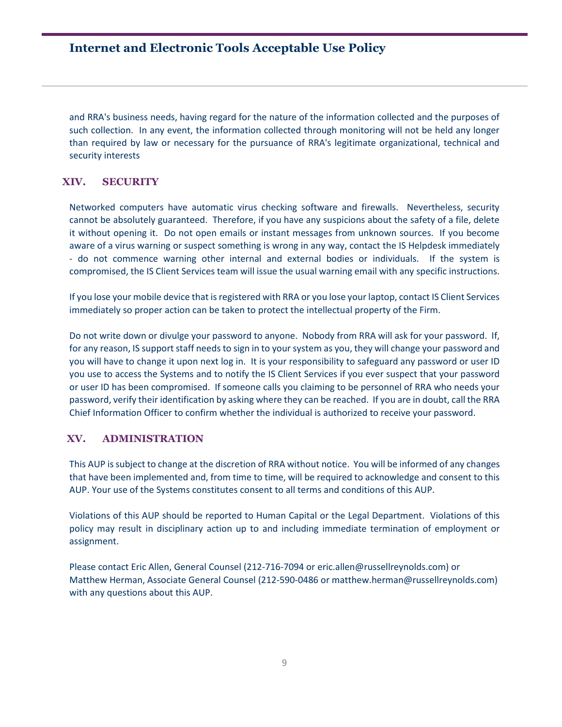and RRA's business needs, having regard for the nature of the information collected and the purposes of such collection. In any event, the information collected through monitoring will not be held any longer than required by law or necessary for the pursuance of RRA's legitimate organizational, technical and security interests

## XIV. SECURITY

Networked computers have automatic virus checking software and firewalls. Nevertheless, security cannot be absolutely guaranteed. Therefore, if you have any suspicions about the safety of a file, delete it without opening it. Do not open emails or instant messages from unknown sources. If you become aware of a virus warning or suspect something is wrong in any way, contact the IS Helpdesk immediately - do not commence warning other internal and external bodies or individuals. If the system is compromised, the IS Client Services team will issue the usual warning email with any specific instructions.

If you lose your mobile device that is registered with RRA or you lose your laptop, contact IS Client Services immediately so proper action can be taken to protect the intellectual property of the Firm.

Do not write down or divulge your password to anyone. Nobody from RRA will ask for your password. If, for any reason, IS support staff needs to sign in to your system as you, they will change your password and you will have to change it upon next log in. It is your responsibility to safeguard any password or user ID you use to access the Systems and to notify the IS Client Services if you ever suspect that your password or user ID has been compromised. If someone calls you claiming to be personnel of RRA who needs your password, verify their identification by asking where they can be reached. If you are in doubt, call the RRA Chief Information Officer to confirm whether the individual is authorized to receive your password.

## XV. ADMINISTRATION

This AUP is subject to change at the discretion of RRA without notice. You will be informed of any changes that have been implemented and, from time to time, will be required to acknowledge and consent to this AUP. Your use of the Systems constitutes consent to all terms and conditions of this AUP.

Violations of this AUP should be reported to Human Capital or the Legal Department. Violations of this policy may result in disciplinary action up to and including immediate termination of employment or assignment.

Please contact Eric Allen, General Counsel (212-716-7094 or eric.allen@russellreynolds.com) or Matthew Herman, Associate General Counsel (212-590-0486 or matthew.herman@russellreynolds.com) with any questions about this AUP.